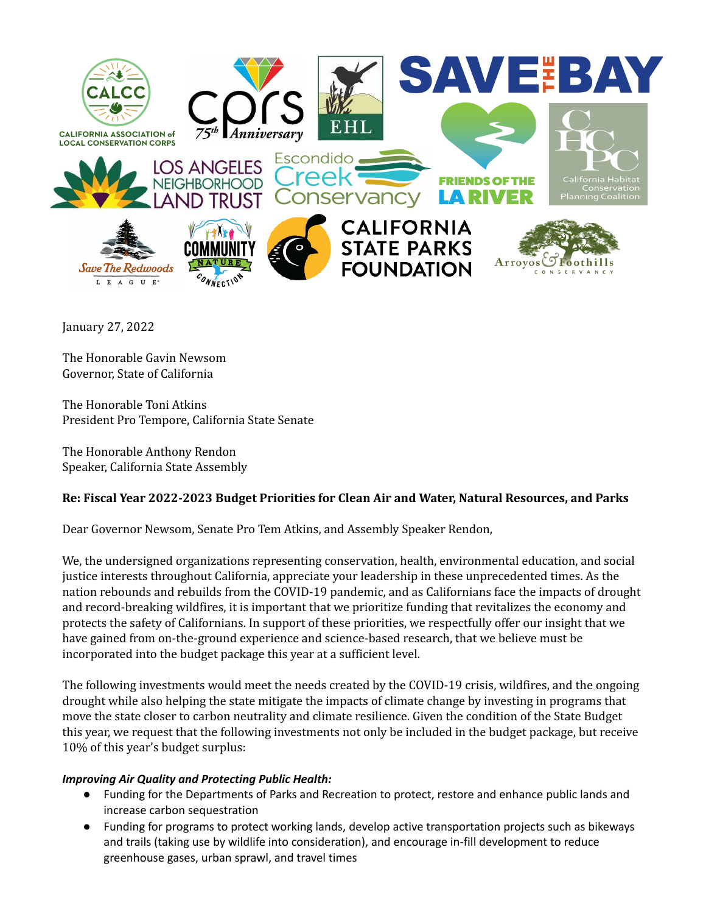January 27, 2022

The Honorable Gavin Newsom
Governor, State of California

The Honorable Toni Atkins
President Pro Tempore, California State Senate

The Honorable Anthony Rendon
Speaker, California State Assembly

**Re: Fiscal Year 2022-2023 Budget Priorities for Clean Air and Water, Natural Resources, and Parks**

Dear Governor Newsom, Senate Pro Tem Atkins, and Assembly Speaker Rendon,

We, the undersigned organizations representing conservation, health, environmental education, and social justice interests throughout California, appreciate your leadership in these unprecedented times. As the nation rebounds and rebuilds from the COVID-19 pandemic, and as Californians face the impacts of drought and record-breaking wildfires, it is important that we prioritize funding that revitalizes the economy and protects the safety of Californians. In support of these priorities, we respectfully offer our insight that we have gained from on-the-ground experience and science-based research, that we believe must be incorporated into the budget package this year at a sufficient level.

The following investments would meet the needs created by the COVID-19 crisis, wildfires, and the ongoing drought while also helping the state mitigate the impacts of climate change by investing in programs that move the state closer to carbon neutrality and climate resilience. Given the condition of the State Budget this year, we request that the following investments not only be included in the budget package, but receive 10% of this year's budget surplus:

***Improving Air Quality and Protecting Public Health:***

- Funding for the Departments of Parks and Recreation to protect, restore and enhance public lands and increase carbon sequestration
- Funding for programs to protect working lands, develop active transportation projects such as bikeways and trails (taking use by wildlife into consideration), and encourage in-fill development to reduce greenhouse gases, urban sprawl, and travel times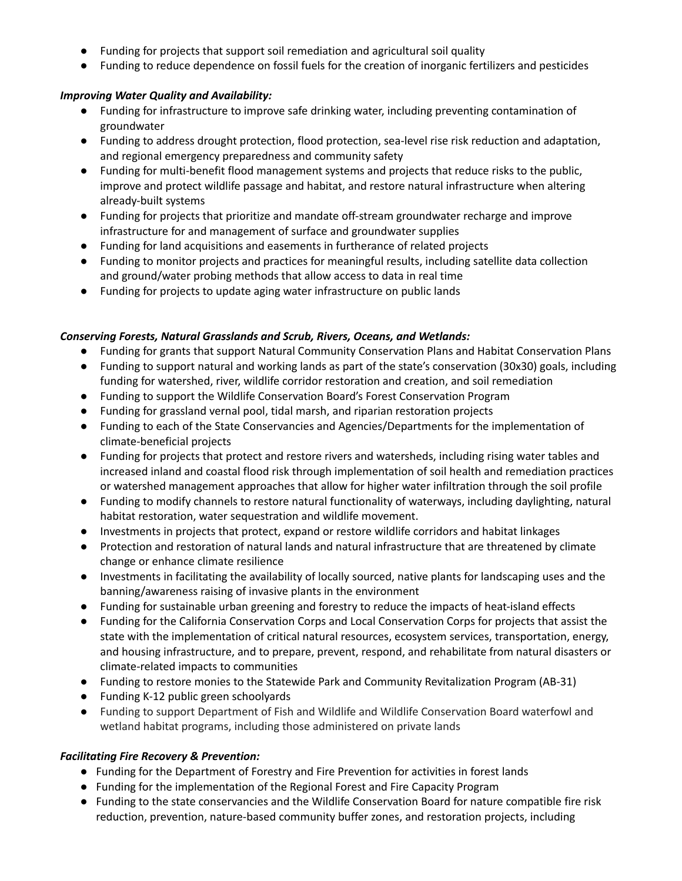- Funding for projects that support soil remediation and agricultural soil quality
- Funding to reduce dependence on fossil fuels for the creation of inorganic fertilizers and pesticides

***Improving Water Quality and Availability:***

- Funding for infrastructure to improve safe drinking water, including preventing contamination of groundwater
- Funding to address drought protection, flood protection, sea-level rise risk reduction and adaptation, and regional emergency preparedness and community safety
- Funding for multi-benefit flood management systems and projects that reduce risks to the public, improve and protect wildlife passage and habitat, and restore natural infrastructure when altering already-built systems
- Funding for projects that prioritize and mandate off-stream groundwater recharge and improve infrastructure for and management of surface and groundwater supplies
- Funding for land acquisitions and easements in furtherance of related projects
- Funding to monitor projects and practices for meaningful results, including satellite data collection and ground/water probing methods that allow access to data in real time
- Funding for projects to update aging water infrastructure on public lands

***Conserving Forests, Natural Grasslands and Scrub, Rivers, Oceans, and Wetlands:***

- Funding for grants that support Natural Community Conservation Plans and Habitat Conservation Plans
- Funding to support natural and working lands as part of the state's conservation (30x30) goals, including funding for watershed, river, wildlife corridor restoration and creation, and soil remediation
- Funding to support the Wildlife Conservation Board's Forest Conservation Program
- Funding for grassland vernal pool, tidal marsh, and riparian restoration projects
- Funding to each of the State Conservancies and Agencies/Departments for the implementation of climate-beneficial projects
- Funding for projects that protect and restore rivers and watersheds, including rising water tables and increased inland and coastal flood risk through implementation of soil health and remediation practices or watershed management approaches that allow for higher water infiltration through the soil profile
- Funding to modify channels to restore natural functionality of waterways, including daylighting, natural habitat restoration, water sequestration and wildlife movement.
- Investments in projects that protect, expand or restore wildlife corridors and habitat linkages
- Protection and restoration of natural lands and natural infrastructure that are threatened by climate change or enhance climate resilience
- Investments in facilitating the availability of locally sourced, native plants for landscaping uses and the banning/awareness raising of invasive plants in the environment
- Funding for sustainable urban greening and forestry to reduce the impacts of heat-island effects
- Funding for the California Conservation Corps and Local Conservation Corps for projects that assist the state with the implementation of critical natural resources, ecosystem services, transportation, energy, and housing infrastructure, and to prepare, prevent, respond, and rehabilitate from natural disasters or climate-related impacts to communities
- Funding to restore monies to the Statewide Park and Community Revitalization Program (AB-31)
- Funding K-12 public green schoolyards
- Funding to support Department of Fish and Wildlife and Wildlife Conservation Board waterfowl and wetland habitat programs, including those administered on private lands

***Facilitating Fire Recovery & Prevention:***

- Funding for the Department of Forestry and Fire Prevention for activities in forest lands
- Funding for the implementation of the Regional Forest and Fire Capacity Program
- Funding to the state conservancies and the Wildlife Conservation Board for nature compatible fire risk reduction, prevention, nature-based community buffer zones, and restoration projects, including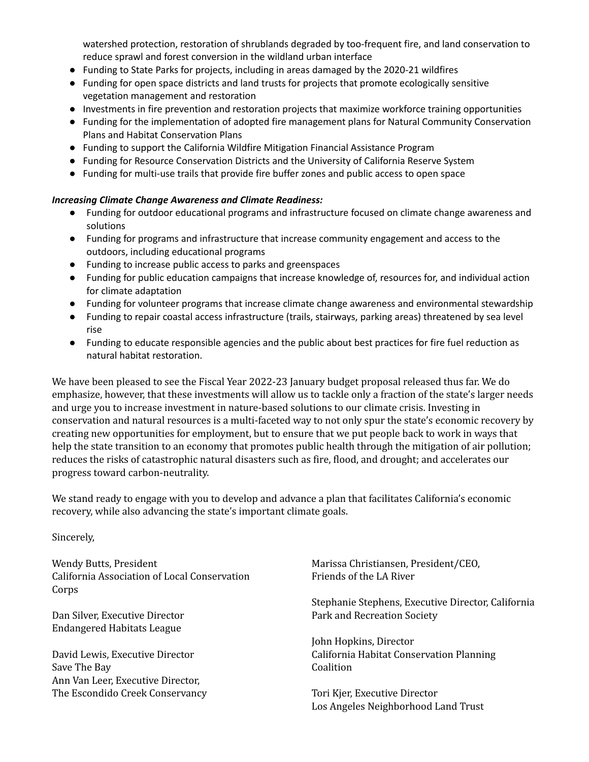watershed protection, restoration of shrublands degraded by too-frequent fire, and land conservation to reduce sprawl and forest conversion in the wildland urban interface

- Funding to State Parks for projects, including in areas damaged by the 2020-21 wildfires
- Funding for open space districts and land trusts for projects that promote ecologically sensitive vegetation management and restoration
- Investments in fire prevention and restoration projects that maximize workforce training opportunities
- Funding for the implementation of adopted fire management plans for Natural Community Conservation Plans and Habitat Conservation Plans
- Funding to support the California Wildfire Mitigation Financial Assistance Program
- Funding for Resource Conservation Districts and the University of California Reserve System
- Funding for multi-use trails that provide fire buffer zones and public access to open space

***Increasing Climate Change Awareness and Climate Readiness:***

- Funding for outdoor educational programs and infrastructure focused on climate change awareness and solutions
- Funding for programs and infrastructure that increase community engagement and access to the outdoors, including educational programs
- Funding to increase public access to parks and greenspaces
- Funding for public education campaigns that increase knowledge of, resources for, and individual action for climate adaptation
- Funding for volunteer programs that increase climate change awareness and environmental stewardship
- Funding to repair coastal access infrastructure (trails, stairways, parking areas) threatened by sea level rise
- Funding to educate responsible agencies and the public about best practices for fire fuel reduction as natural habitat restoration.

We have been pleased to see the Fiscal Year 2022-23 January budget proposal released thus far. We do emphasize, however, that these investments will allow us to tackle only a fraction of the state's larger needs and urge you to increase investment in nature-based solutions to our climate crisis. Investing in conservation and natural resources is a multi-faceted way to not only spur the state's economic recovery by creating new opportunities for employment, but to ensure that we put people back to work in ways that help the state transition to an economy that promotes public health through the mitigation of air pollution; reduces the risks of catastrophic natural disasters such as fire, flood, and drought; and accelerates our progress toward carbon-neutrality.

We stand ready to engage with you to develop and advance a plan that facilitates California's economic recovery, while also advancing the state's important climate goals.

Sincerely,

Wendy Butts, President
California Association of Local Conservation Corps

Dan Silver, Executive Director
Endangered Habitats League

David Lewis, Executive Director
Save The Bay
Ann Van Leer, Executive Director,
The Escondido Creek Conservancy

Marissa Christiansen, President/CEO,
Friends of the LA River

Stephanie Stephens, Executive Director, California Park and Recreation Society

John Hopkins, Director
California Habitat Conservation Planning Coalition

Tori Kjer, Executive Director
Los Angeles Neighborhood Land Trust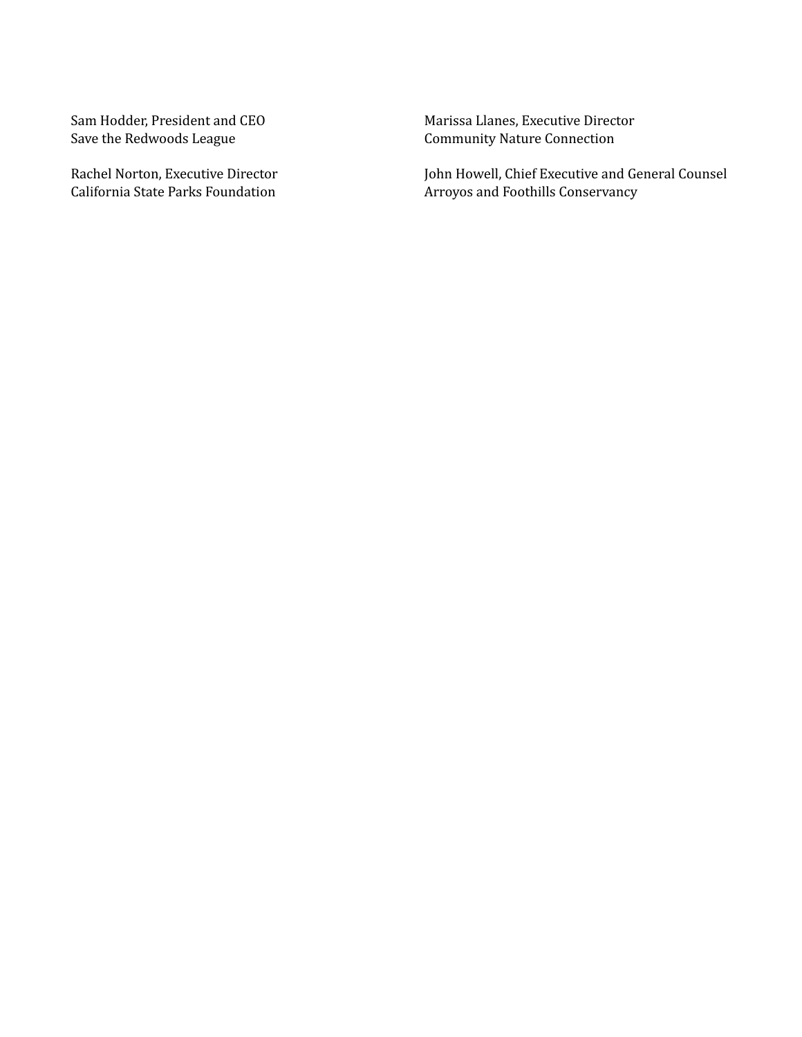Sam Hodder, President and CEO
Save the Redwoods League

Rachel Norton, Executive Director
California State Parks Foundation

Marissa Llanes, Executive Director
Community Nature Connection

John Howell, Chief Executive and General Counsel
Arroyos and Foothills Conservancy